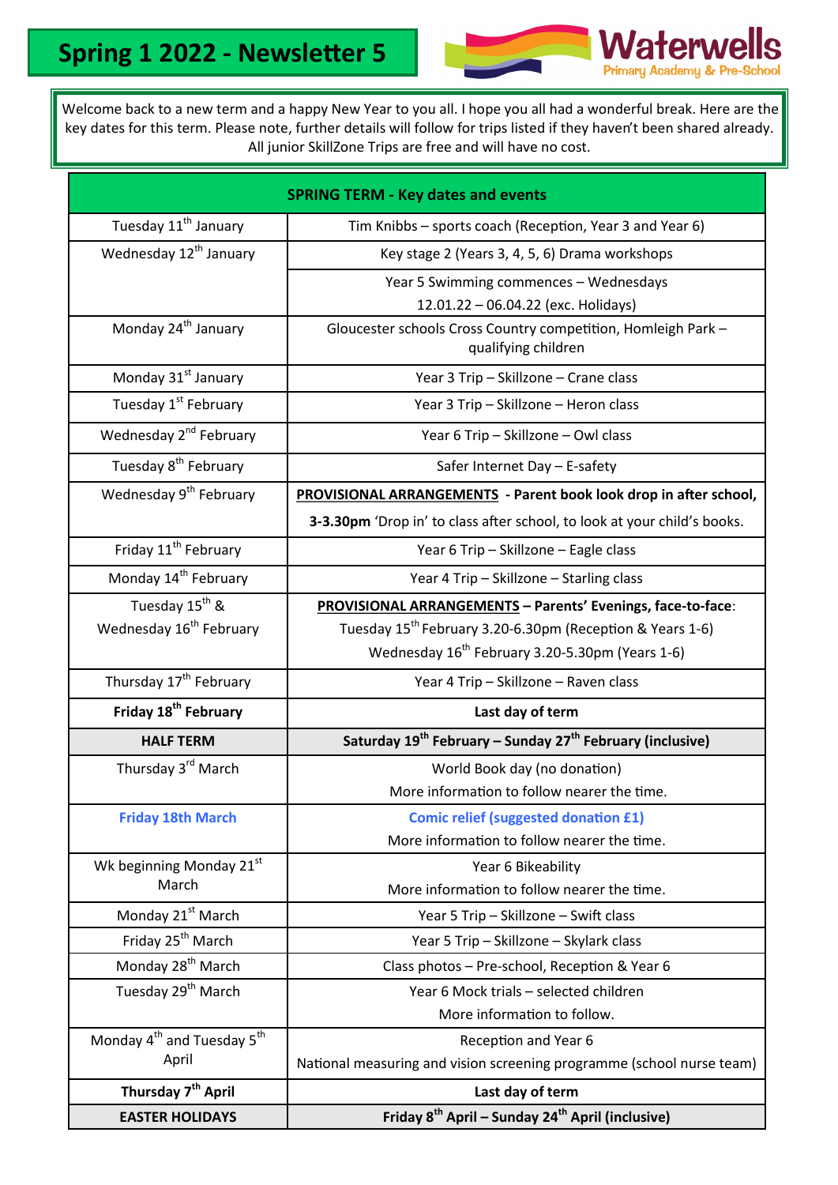# Spring 1 2022 - Newsletter 5

**Waterwells**
Primary Academy & Pre-School

Welcome back to a new term and a happy New Year to you all. I hope you all had a wonderful break. Here are the key dates for this term. Please note, further details will follow for trips listed if they haven't been shared already. All junior SkillZone Trips are free and will have no cost.

| **SPRING TERM - Key dates and events** | |
|---|---|
| Tuesday 11th January | Tim Knibbs – sports coach (Reception, Year 3 and Year 6) |
| Wednesday 12th January | Key stage 2 (Years 3, 4, 5, 6) Drama workshops |
| | Year 5 Swimming commences – Wednesdays 12.01.22 – 06.04.22 (exc. Holidays) |
| Monday 24th January | Gloucester schools Cross Country competition, Homleigh Park – qualifying children |
| Monday 31st January | Year 3 Trip – Skillzone – Crane class |
| Tuesday 1st February | Year 3 Trip – Skillzone – Heron class |
| Wednesday 2nd February | Year 6 Trip – Skillzone – Owl class |
| Tuesday 8th February | Safer Internet Day – E-safety |
| Wednesday 9th February | **PROVISIONAL ARRANGEMENTS - Parent book look drop in after school, 3-3.30pm** 'Drop in' to class after school, to look at your child's books. |
| Friday 11th February | Year 6 Trip – Skillzone – Eagle class |
| Monday 14th February | Year 4 Trip – Skillzone – Starling class |
| Tuesday 15th & Wednesday 16th February | **PROVISIONAL ARRANGEMENTS – Parents' Evenings, face-to-face**: Tuesday 15th February 3.20-6.30pm (Reception & Years 1-6) Wednesday 16th February 3.20-5.30pm (Years 1-6) |
| Thursday 17th February | Year 4 Trip – Skillzone – Raven class |
| **Friday 18th February** | **Last day of term** |
| **HALF TERM** | **Saturday 19th February – Sunday 27th February (inclusive)** |
| Thursday 3rd March | World Book day (no donation) More information to follow nearer the time. |
| **Friday 18th March** | **Comic relief (suggested donation £1)** More information to follow nearer the time. |
| Wk beginning Monday 21st March | Year 6 Bikeability More information to follow nearer the time. |
| Monday 21st March | Year 5 Trip – Skillzone – Swift class |
| Friday 25th March | Year 5 Trip – Skillzone – Skylark class |
| Monday 28th March | Class photos – Pre-school, Reception & Year 6 |
| Tuesday 29th March | Year 6 Mock trials – selected children More information to follow. |
| Monday 4th and Tuesday 5th April | Reception and Year 6 National measuring and vision screening programme (school nurse team) |
| **Thursday 7th April** | **Last day of term** |
| **EASTER HOLIDAYS** | **Friday 8th April – Sunday 24th April (inclusive)** |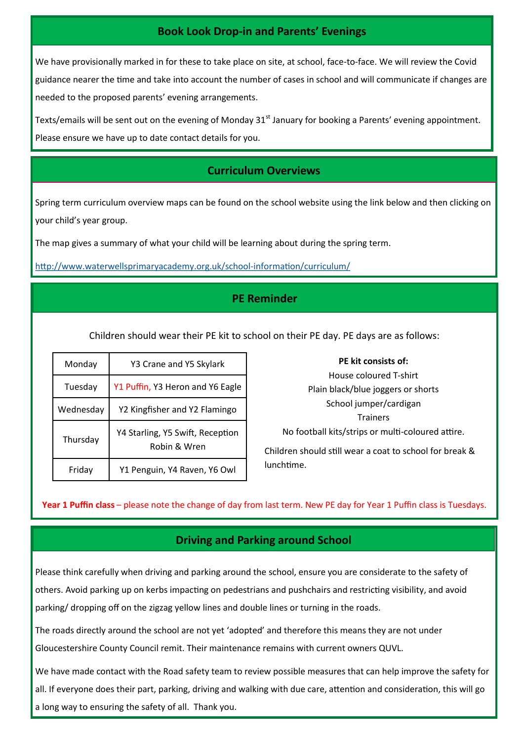## Book Look Drop-in and Parents' Evenings

We have provisionally marked in for these to take place on site, at school, face-to-face. We will review the Covid guidance nearer the time and take into account the number of cases in school and will communicate if changes are needed to the proposed parents' evening arrangements.

Texts/emails will be sent out on the evening of Monday 31st January for booking a Parents' evening appointment. Please ensure we have up to date contact details for you.

## Curriculum Overviews

Spring term curriculum overview maps can be found on the school website using the link below and then clicking on your child's year group.

The map gives a summary of what your child will be learning about during the spring term.

http://www.waterwellsprimaryacademy.org.uk/school-information/curriculum/

## PE Reminder

Children should wear their PE kit to school on their PE day. PE days are as follows:

| | |
|---|---|
| Monday | Y3 Crane and Y5 Skylark |
| Tuesday | Y1 Puffin, Y3 Heron and Y6 Eagle |
| Wednesday | Y2 Kingfisher and Y2 Flamingo |
| Thursday | Y4 Starling, Y5 Swift, Reception Robin & Wren |
| Friday | Y1 Penguin, Y4 Raven, Y6 Owl |

**PE kit consists of:**

House coloured T-shirt
Plain black/blue joggers or shorts
School jumper/cardigan
Trainers
No football kits/strips or multi-coloured attire.

Children should still wear a coat to school for break & lunchtime.

**Year 1 Puffin class** – please note the change of day from last term. New PE day for Year 1 Puffin class is Tuesdays.

## Driving and Parking around School

Please think carefully when driving and parking around the school, ensure you are considerate to the safety of others. Avoid parking up on kerbs impacting on pedestrians and pushchairs and restricting visibility, and avoid parking/ dropping off on the zigzag yellow lines and double lines or turning in the roads.

The roads directly around the school are not yet 'adopted' and therefore this means they are not under Gloucestershire County Council remit. Their maintenance remains with current owners QUVL.

We have made contact with the Road safety team to review possible measures that can help improve the safety for all. If everyone does their part, parking, driving and walking with due care, attention and consideration, this will go a long way to ensuring the safety of all. Thank you.